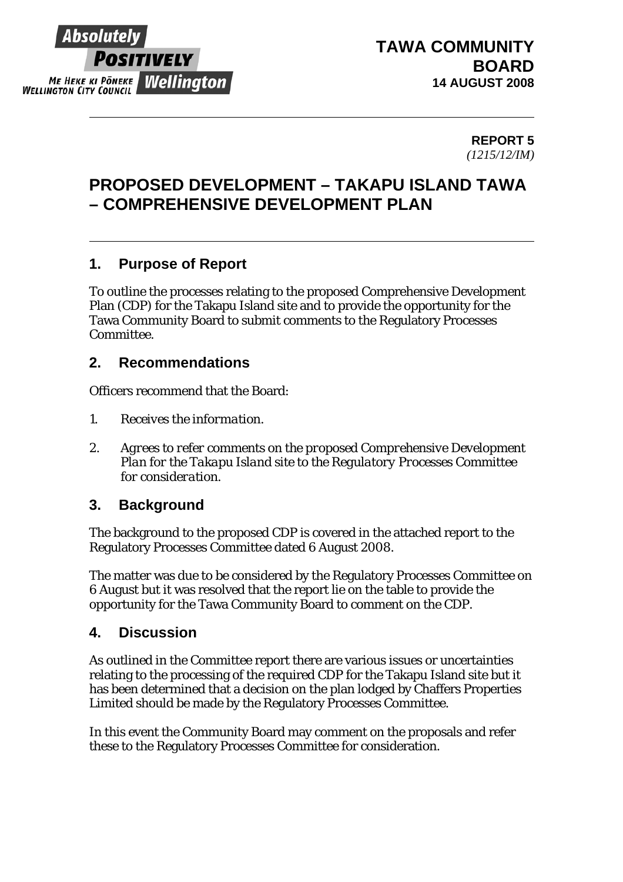**TAWA COMMUNITY BOARD**
**14 AUGUST 2008**

**REPORT 5**
*(1215/12/IM)*

# PROPOSED DEVELOPMENT – TAKAPU ISLAND TAWA – COMPREHENSIVE DEVELOPMENT PLAN

## 1. Purpose of Report

To outline the processes relating to the proposed Comprehensive Development Plan (CDP) for the Takapu Island site and to provide the opportunity for the Tawa Community Board to submit comments to the Regulatory Processes Committee.

## 2. Recommendations

Officers recommend that the Board:

1. *Receives the information.*

2. *Agrees to refer comments on the proposed Comprehensive Development Plan for the Takapu Island site to the Regulatory Processes Committee for consideration.*

## 3. Background

The background to the proposed CDP is covered in the attached report to the Regulatory Processes Committee dated 6 August 2008.

The matter was due to be considered by the Regulatory Processes Committee on 6 August but it was resolved that the report lie on the table to provide the opportunity for the Tawa Community Board to comment on the CDP.

## 4. Discussion

As outlined in the Committee report there are various issues or uncertainties relating to the processing of the required CDP for the Takapu Island site but it has been determined that a decision on the plan lodged by Chaffers Properties Limited should be made by the Regulatory Processes Committee.

In this event the Community Board may comment on the proposals and refer these to the Regulatory Processes Committee for consideration.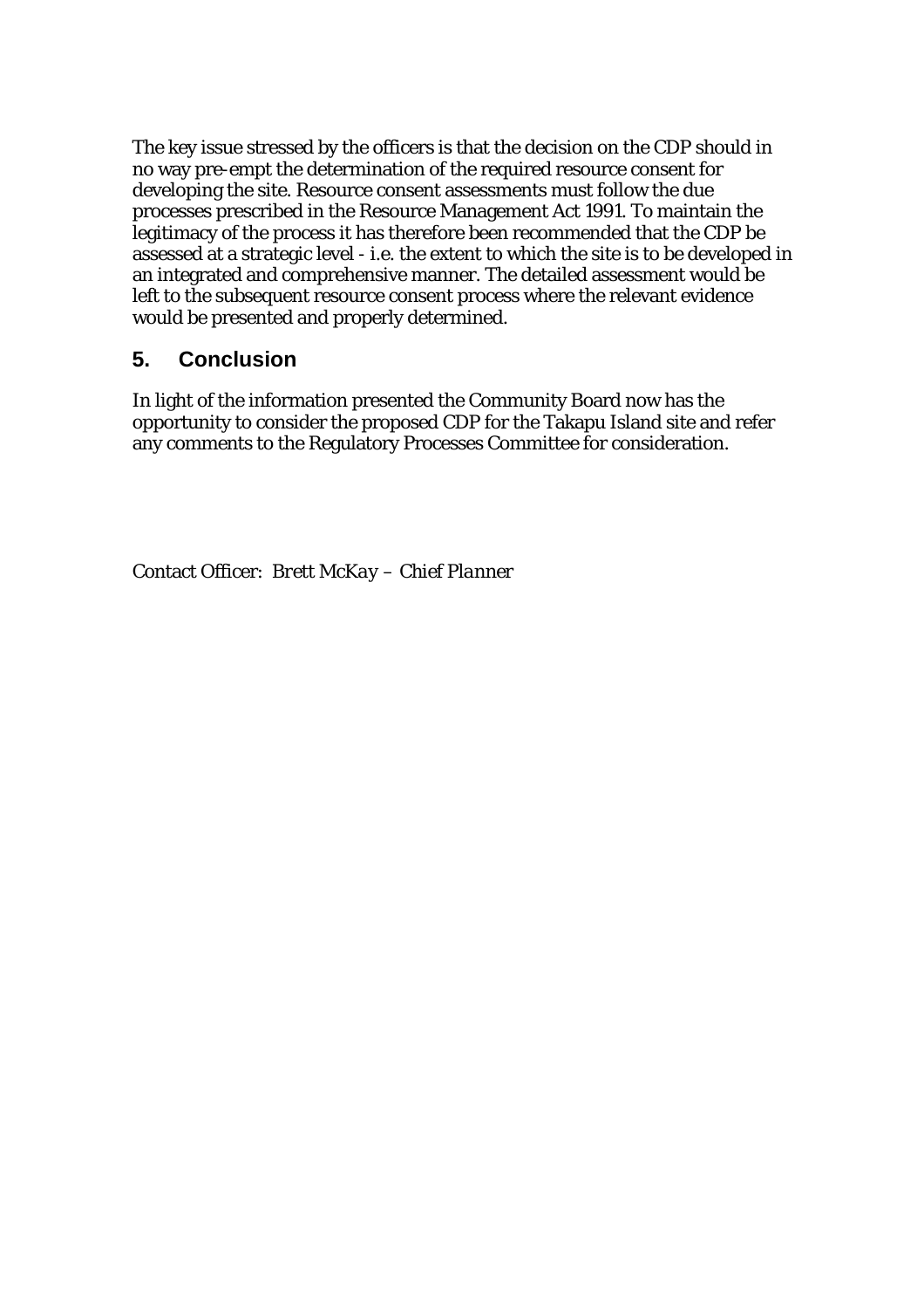The key issue stressed by the officers is that the decision on the CDP should in no way pre-empt the determination of the required resource consent for developing the site. Resource consent assessments must follow the due processes prescribed in the Resource Management Act 1991. To maintain the legitimacy of the process it has therefore been recommended that the CDP be assessed at a strategic level - i.e. the extent to which the site is to be developed in an integrated and comprehensive manner. The detailed assessment would be left to the subsequent resource consent process where the relevant evidence would be presented and properly determined.

## 5. Conclusion

In light of the information presented the Community Board now has the opportunity to consider the proposed CDP for the Takapu Island site and refer any comments to the Regulatory Processes Committee for consideration.

Contact Officer: *Brett McKay – Chief Planner*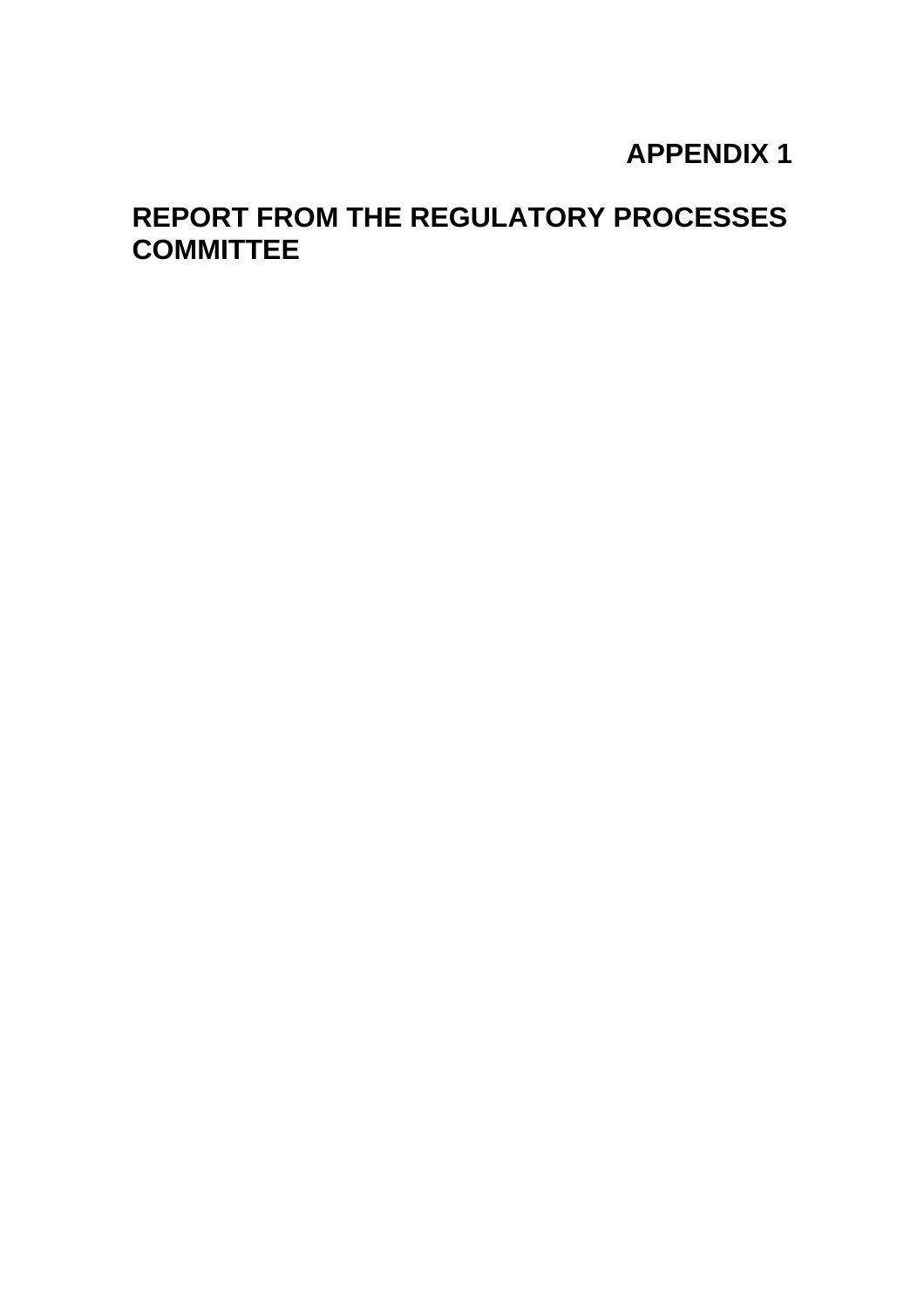**APPENDIX 1**

# REPORT FROM THE REGULATORY PROCESSES COMMITTEE